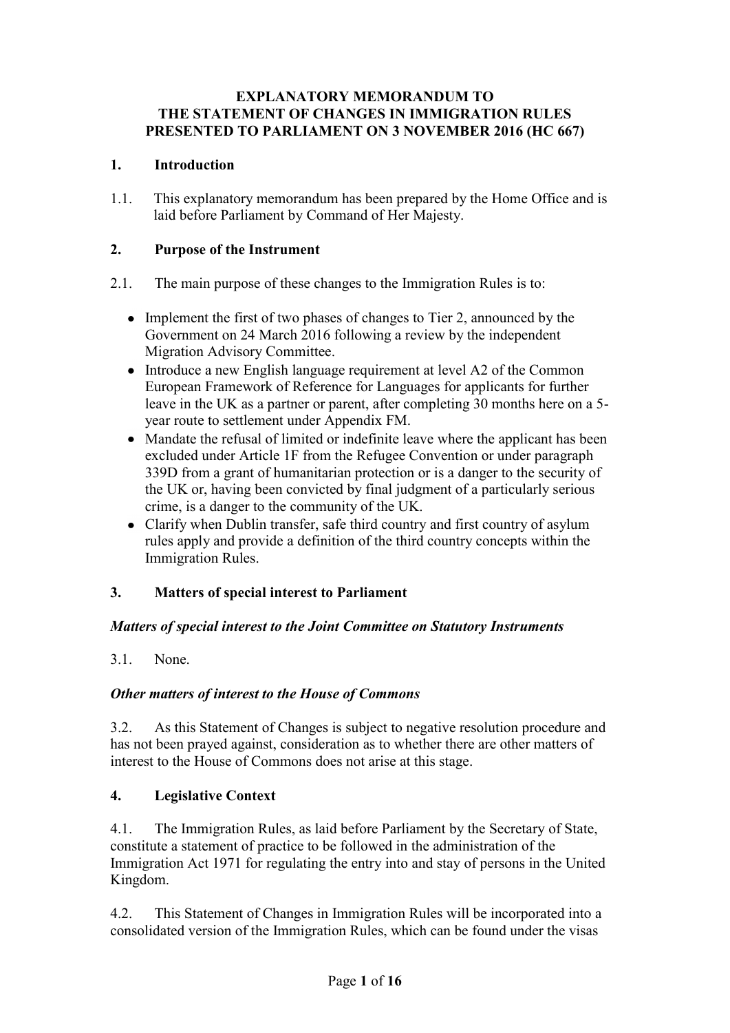# EXPLANATORY MEMORANDUM TO THE STATEMENT OF CHANGES IN IMMIGRATION RULES PRESENTED TO PARLIAMENT ON 3 NOVEMBER 2016 (HC 667)

## 1. Introduction

1.1. This explanatory memorandum has been prepared by the Home Office and is laid before Parliament by Command of Her Majesty.

## 2. Purpose of the Instrument

2.1. The main purpose of these changes to the Immigration Rules is to:

- Implement the first of two phases of changes to Tier 2, announced by the Government on 24 March 2016 following a review by the independent Migration Advisory Committee.
- Introduce a new English language requirement at level A2 of the Common European Framework of Reference for Languages for applicants for further leave in the UK as a partner or parent, after completing 30 months here on a 5-year route to settlement under Appendix FM.
- Mandate the refusal of limited or indefinite leave where the applicant has been excluded under Article 1F from the Refugee Convention or under paragraph 339D from a grant of humanitarian protection or is a danger to the security of the UK or, having been convicted by final judgment of a particularly serious crime, is a danger to the community of the UK.
- Clarify when Dublin transfer, safe third country and first country of asylum rules apply and provide a definition of the third country concepts within the Immigration Rules.

## 3. Matters of special interest to Parliament

### *Matters of special interest to the Joint Committee on Statutory Instruments*

3.1. None.

### *Other matters of interest to the House of Commons*

3.2. As this Statement of Changes is subject to negative resolution procedure and has not been prayed against, consideration as to whether there are other matters of interest to the House of Commons does not arise at this stage.

## 4. Legislative Context

4.1. The Immigration Rules, as laid before Parliament by the Secretary of State, constitute a statement of practice to be followed in the administration of the Immigration Act 1971 for regulating the entry into and stay of persons in the United Kingdom.

4.2. This Statement of Changes in Immigration Rules will be incorporated into a consolidated version of the Immigration Rules, which can be found under the visas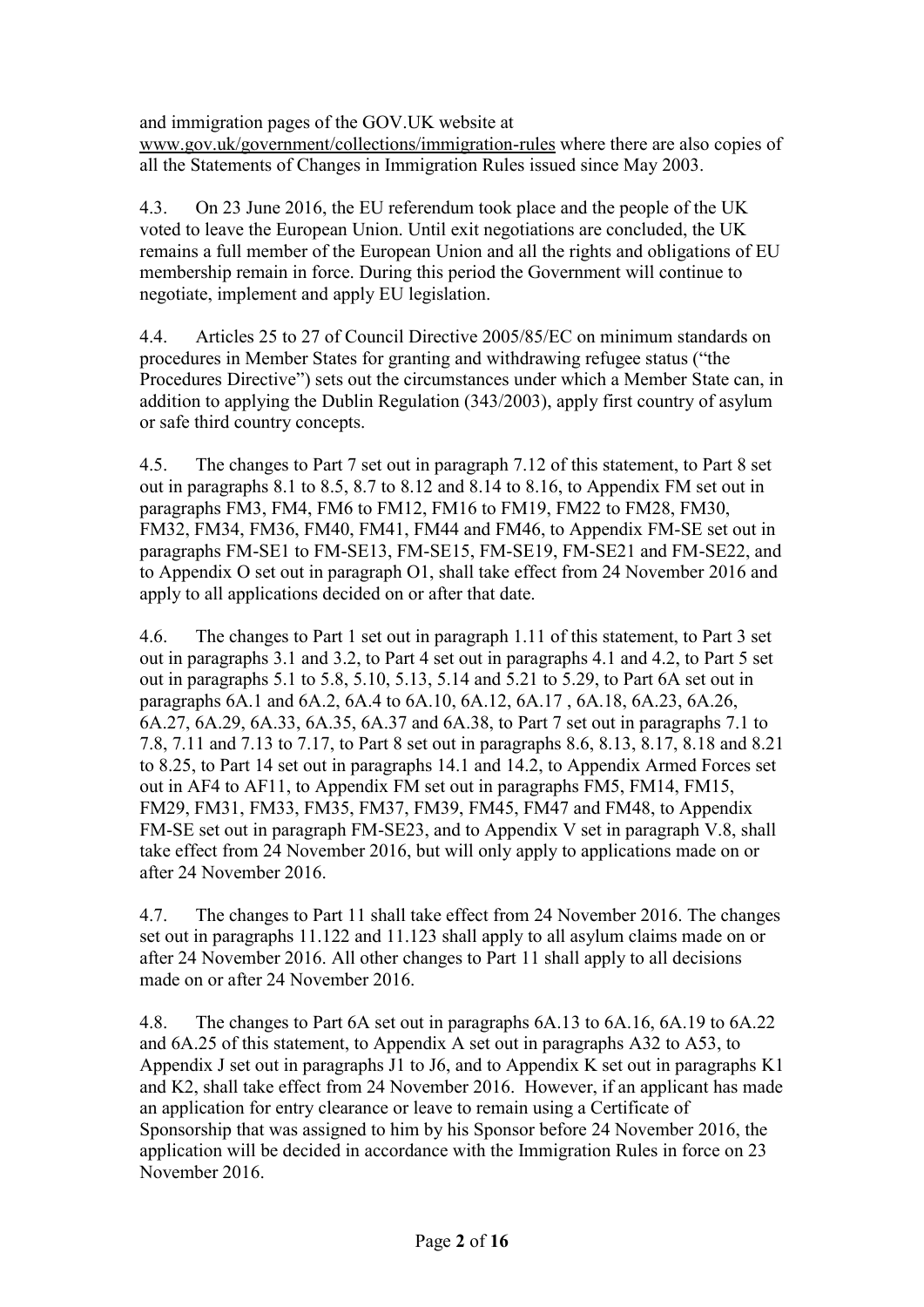and immigration pages of the GOV.UK website at www.gov.uk/government/collections/immigration-rules where there are also copies of all the Statements of Changes in Immigration Rules issued since May 2003.

4.3. On 23 June 2016, the EU referendum took place and the people of the UK voted to leave the European Union. Until exit negotiations are concluded, the UK remains a full member of the European Union and all the rights and obligations of EU membership remain in force. During this period the Government will continue to negotiate, implement and apply EU legislation.

4.4. Articles 25 to 27 of Council Directive 2005/85/EC on minimum standards on procedures in Member States for granting and withdrawing refugee status ("the Procedures Directive") sets out the circumstances under which a Member State can, in addition to applying the Dublin Regulation (343/2003), apply first country of asylum or safe third country concepts.

4.5. The changes to Part 7 set out in paragraph 7.12 of this statement, to Part 8 set out in paragraphs 8.1 to 8.5, 8.7 to 8.12 and 8.14 to 8.16, to Appendix FM set out in paragraphs FM3, FM4, FM6 to FM12, FM16 to FM19, FM22 to FM28, FM30, FM32, FM34, FM36, FM40, FM41, FM44 and FM46, to Appendix FM-SE set out in paragraphs FM-SE1 to FM-SE13, FM-SE15, FM-SE19, FM-SE21 and FM-SE22, and to Appendix O set out in paragraph O1, shall take effect from 24 November 2016 and apply to all applications decided on or after that date.

4.6. The changes to Part 1 set out in paragraph 1.11 of this statement, to Part 3 set out in paragraphs 3.1 and 3.2, to Part 4 set out in paragraphs 4.1 and 4.2, to Part 5 set out in paragraphs 5.1 to 5.8, 5.10, 5.13, 5.14 and 5.21 to 5.29, to Part 6A set out in paragraphs 6A.1 and 6A.2, 6A.4 to 6A.10, 6A.12, 6A.17 , 6A.18, 6A.23, 6A.26, 6A.27, 6A.29, 6A.33, 6A.35, 6A.37 and 6A.38, to Part 7 set out in paragraphs 7.1 to 7.8, 7.11 and 7.13 to 7.17, to Part 8 set out in paragraphs 8.6, 8.13, 8.17, 8.18 and 8.21 to 8.25, to Part 14 set out in paragraphs 14.1 and 14.2, to Appendix Armed Forces set out in AF4 to AF11, to Appendix FM set out in paragraphs FM5, FM14, FM15, FM29, FM31, FM33, FM35, FM37, FM39, FM45, FM47 and FM48, to Appendix FM-SE set out in paragraph FM-SE23, and to Appendix V set in paragraph V.8, shall take effect from 24 November 2016, but will only apply to applications made on or after 24 November 2016.

4.7. The changes to Part 11 shall take effect from 24 November 2016. The changes set out in paragraphs 11.122 and 11.123 shall apply to all asylum claims made on or after 24 November 2016. All other changes to Part 11 shall apply to all decisions made on or after 24 November 2016.

4.8. The changes to Part 6A set out in paragraphs 6A.13 to 6A.16, 6A.19 to 6A.22 and 6A.25 of this statement, to Appendix A set out in paragraphs A32 to A53, to Appendix J set out in paragraphs J1 to J6, and to Appendix K set out in paragraphs K1 and K2, shall take effect from 24 November 2016. However, if an applicant has made an application for entry clearance or leave to remain using a Certificate of Sponsorship that was assigned to him by his Sponsor before 24 November 2016, the application will be decided in accordance with the Immigration Rules in force on 23 November 2016.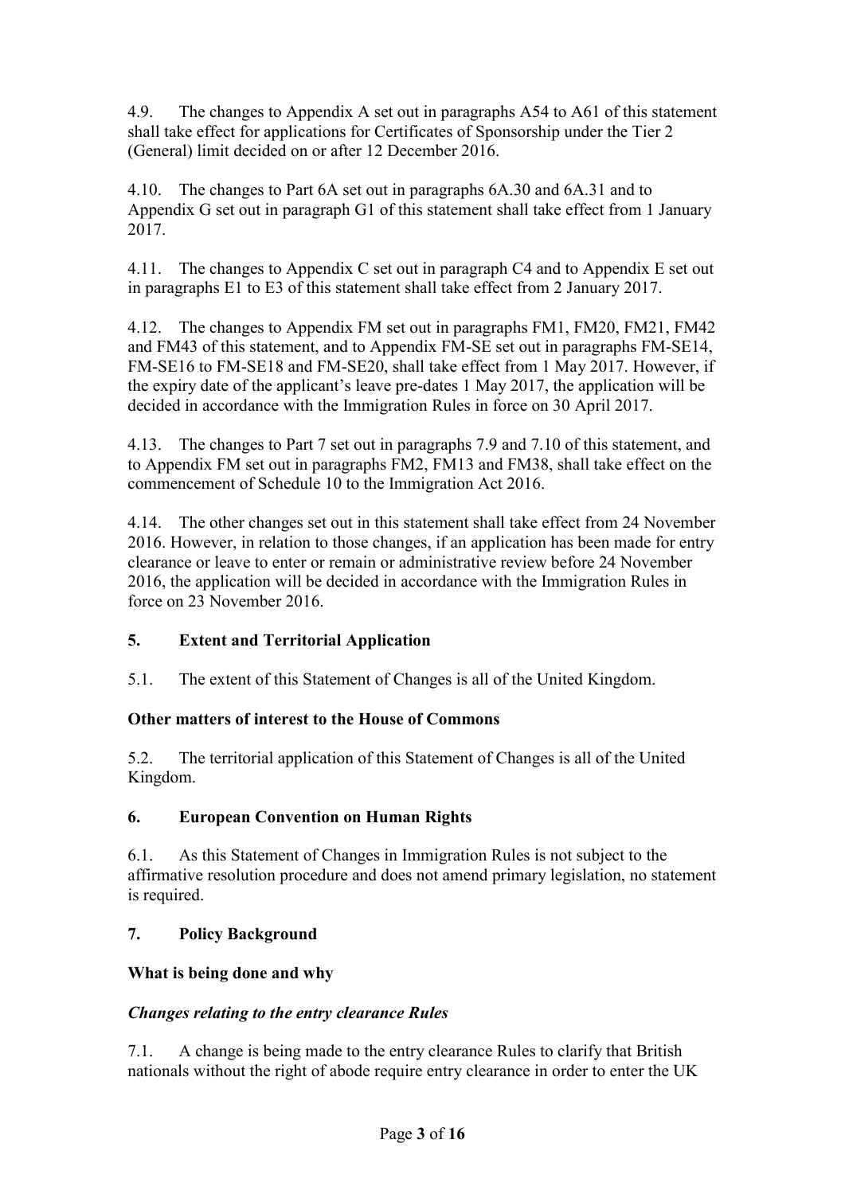4.9. The changes to Appendix A set out in paragraphs A54 to A61 of this statement shall take effect for applications for Certificates of Sponsorship under the Tier 2 (General) limit decided on or after 12 December 2016.

4.10. The changes to Part 6A set out in paragraphs 6A.30 and 6A.31 and to Appendix G set out in paragraph G1 of this statement shall take effect from 1 January 2017.

4.11. The changes to Appendix C set out in paragraph C4 and to Appendix E set out in paragraphs E1 to E3 of this statement shall take effect from 2 January 2017.

4.12. The changes to Appendix FM set out in paragraphs FM1, FM20, FM21, FM42 and FM43 of this statement, and to Appendix FM-SE set out in paragraphs FM-SE14, FM-SE16 to FM-SE18 and FM-SE20, shall take effect from 1 May 2017. However, if the expiry date of the applicant's leave pre-dates 1 May 2017, the application will be decided in accordance with the Immigration Rules in force on 30 April 2017.

4.13. The changes to Part 7 set out in paragraphs 7.9 and 7.10 of this statement, and to Appendix FM set out in paragraphs FM2, FM13 and FM38, shall take effect on the commencement of Schedule 10 to the Immigration Act 2016.

4.14. The other changes set out in this statement shall take effect from 24 November 2016. However, in relation to those changes, if an application has been made for entry clearance or leave to enter or remain or administrative review before 24 November 2016, the application will be decided in accordance with the Immigration Rules in force on 23 November 2016.

## 5. Extent and Territorial Application

5.1. The extent of this Statement of Changes is all of the United Kingdom.

**Other matters of interest to the House of Commons**

5.2. The territorial application of this Statement of Changes is all of the United Kingdom.

## 6. European Convention on Human Rights

6.1. As this Statement of Changes in Immigration Rules is not subject to the affirmative resolution procedure and does not amend primary legislation, no statement is required.

## 7. Policy Background

**What is being done and why**

***Changes relating to the entry clearance Rules***

7.1. A change is being made to the entry clearance Rules to clarify that British nationals without the right of abode require entry clearance in order to enter the UK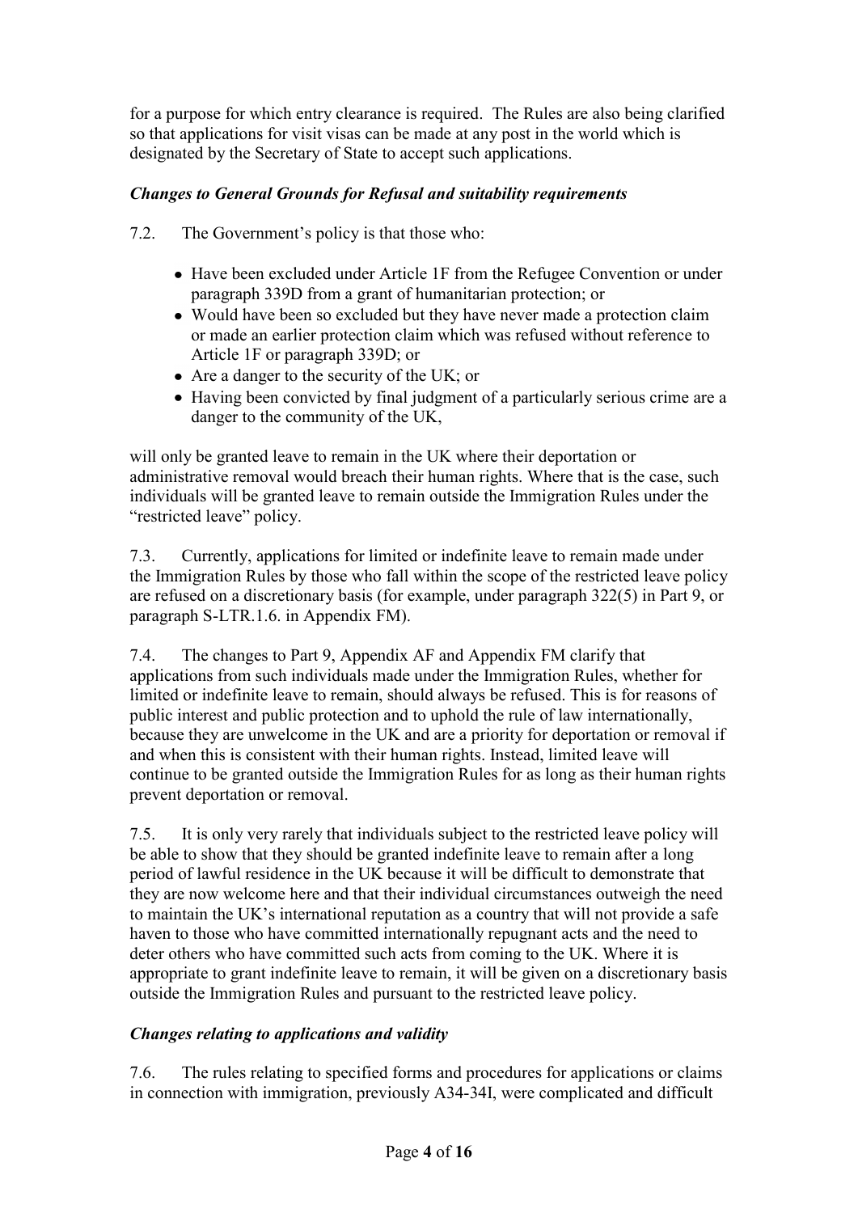for a purpose for which entry clearance is required. The Rules are also being clarified so that applications for visit visas can be made at any post in the world which is designated by the Secretary of State to accept such applications.

### *Changes to General Grounds for Refusal and suitability requirements*

7.2. The Government's policy is that those who:

- Have been excluded under Article 1F from the Refugee Convention or under paragraph 339D from a grant of humanitarian protection; or
- Would have been so excluded but they have never made a protection claim or made an earlier protection claim which was refused without reference to Article 1F or paragraph 339D; or
- Are a danger to the security of the UK; or
- Having been convicted by final judgment of a particularly serious crime are a danger to the community of the UK,

will only be granted leave to remain in the UK where their deportation or administrative removal would breach their human rights. Where that is the case, such individuals will be granted leave to remain outside the Immigration Rules under the "restricted leave" policy.

7.3. Currently, applications for limited or indefinite leave to remain made under the Immigration Rules by those who fall within the scope of the restricted leave policy are refused on a discretionary basis (for example, under paragraph 322(5) in Part 9, or paragraph S-LTR.1.6. in Appendix FM).

7.4. The changes to Part 9, Appendix AF and Appendix FM clarify that applications from such individuals made under the Immigration Rules, whether for limited or indefinite leave to remain, should always be refused. This is for reasons of public interest and public protection and to uphold the rule of law internationally, because they are unwelcome in the UK and are a priority for deportation or removal if and when this is consistent with their human rights. Instead, limited leave will continue to be granted outside the Immigration Rules for as long as their human rights prevent deportation or removal.

7.5. It is only very rarely that individuals subject to the restricted leave policy will be able to show that they should be granted indefinite leave to remain after a long period of lawful residence in the UK because it will be difficult to demonstrate that they are now welcome here and that their individual circumstances outweigh the need to maintain the UK's international reputation as a country that will not provide a safe haven to those who have committed internationally repugnant acts and the need to deter others who have committed such acts from coming to the UK. Where it is appropriate to grant indefinite leave to remain, it will be given on a discretionary basis outside the Immigration Rules and pursuant to the restricted leave policy.

### *Changes relating to applications and validity*

7.6. The rules relating to specified forms and procedures for applications or claims in connection with immigration, previously A34-34I, were complicated and difficult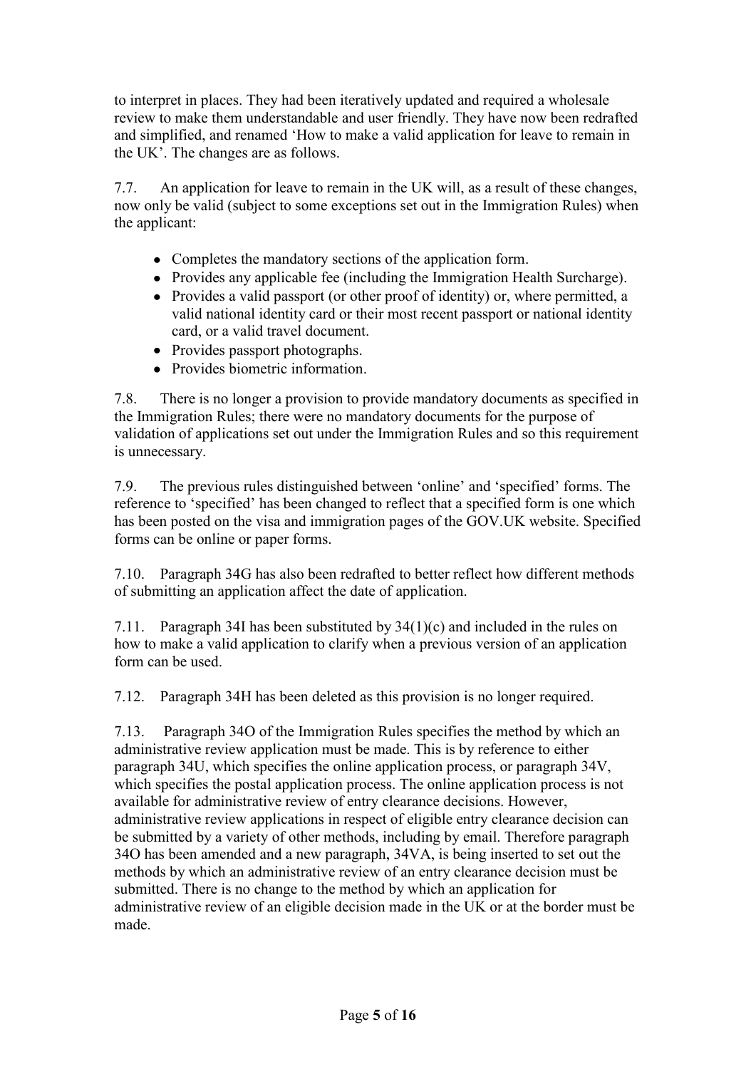to interpret in places. They had been iteratively updated and required a wholesale review to make them understandable and user friendly. They have now been redrafted and simplified, and renamed 'How to make a valid application for leave to remain in the UK'. The changes are as follows.

7.7. An application for leave to remain in the UK will, as a result of these changes, now only be valid (subject to some exceptions set out in the Immigration Rules) when the applicant:

- Completes the mandatory sections of the application form.
- Provides any applicable fee (including the Immigration Health Surcharge).
- Provides a valid passport (or other proof of identity) or, where permitted, a valid national identity card or their most recent passport or national identity card, or a valid travel document.
- Provides passport photographs.
- Provides biometric information.

7.8. There is no longer a provision to provide mandatory documents as specified in the Immigration Rules; there were no mandatory documents for the purpose of validation of applications set out under the Immigration Rules and so this requirement is unnecessary.

7.9. The previous rules distinguished between 'online' and 'specified' forms. The reference to 'specified' has been changed to reflect that a specified form is one which has been posted on the visa and immigration pages of the GOV.UK website. Specified forms can be online or paper forms.

7.10. Paragraph 34G has also been redrafted to better reflect how different methods of submitting an application affect the date of application.

7.11. Paragraph 34I has been substituted by 34(1)(c) and included in the rules on how to make a valid application to clarify when a previous version of an application form can be used.

7.12. Paragraph 34H has been deleted as this provision is no longer required.

7.13. Paragraph 34O of the Immigration Rules specifies the method by which an administrative review application must be made. This is by reference to either paragraph 34U, which specifies the online application process, or paragraph 34V, which specifies the postal application process. The online application process is not available for administrative review of entry clearance decisions. However, administrative review applications in respect of eligible entry clearance decision can be submitted by a variety of other methods, including by email. Therefore paragraph 34O has been amended and a new paragraph, 34VA, is being inserted to set out the methods by which an administrative review of an entry clearance decision must be submitted. There is no change to the method by which an application for administrative review of an eligible decision made in the UK or at the border must be made.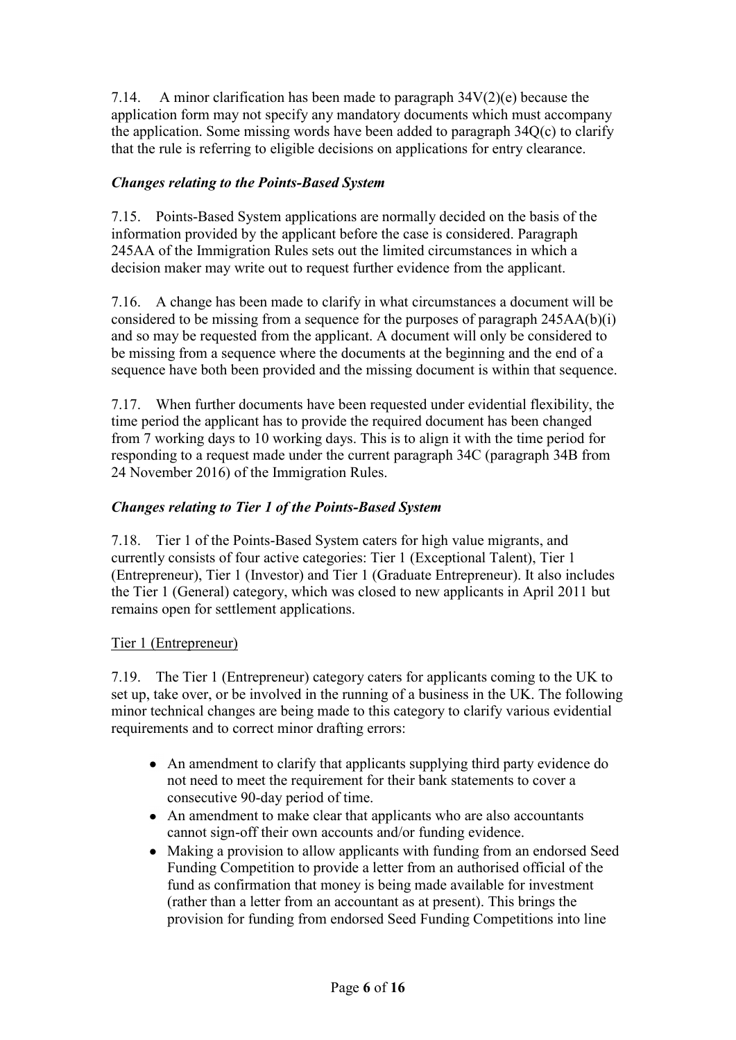7.14. A minor clarification has been made to paragraph 34V(2)(e) because the application form may not specify any mandatory documents which must accompany the application. Some missing words have been added to paragraph 34Q(c) to clarify that the rule is referring to eligible decisions on applications for entry clearance.

### *Changes relating to the Points-Based System*

7.15. Points-Based System applications are normally decided on the basis of the information provided by the applicant before the case is considered. Paragraph 245AA of the Immigration Rules sets out the limited circumstances in which a decision maker may write out to request further evidence from the applicant.

7.16. A change has been made to clarify in what circumstances a document will be considered to be missing from a sequence for the purposes of paragraph 245AA(b)(i) and so may be requested from the applicant. A document will only be considered to be missing from a sequence where the documents at the beginning and the end of a sequence have both been provided and the missing document is within that sequence.

7.17. When further documents have been requested under evidential flexibility, the time period the applicant has to provide the required document has been changed from 7 working days to 10 working days. This is to align it with the time period for responding to a request made under the current paragraph 34C (paragraph 34B from 24 November 2016) of the Immigration Rules.

### *Changes relating to Tier 1 of the Points-Based System*

7.18. Tier 1 of the Points-Based System caters for high value migrants, and currently consists of four active categories: Tier 1 (Exceptional Talent), Tier 1 (Entrepreneur), Tier 1 (Investor) and Tier 1 (Graduate Entrepreneur). It also includes the Tier 1 (General) category, which was closed to new applicants in April 2011 but remains open for settlement applications.

#### Tier 1 (Entrepreneur)

7.19. The Tier 1 (Entrepreneur) category caters for applicants coming to the UK to set up, take over, or be involved in the running of a business in the UK. The following minor technical changes are being made to this category to clarify various evidential requirements and to correct minor drafting errors:

- An amendment to clarify that applicants supplying third party evidence do not need to meet the requirement for their bank statements to cover a consecutive 90-day period of time.
- An amendment to make clear that applicants who are also accountants cannot sign-off their own accounts and/or funding evidence.
- Making a provision to allow applicants with funding from an endorsed Seed Funding Competition to provide a letter from an authorised official of the fund as confirmation that money is being made available for investment (rather than a letter from an accountant as at present). This brings the provision for funding from endorsed Seed Funding Competitions into line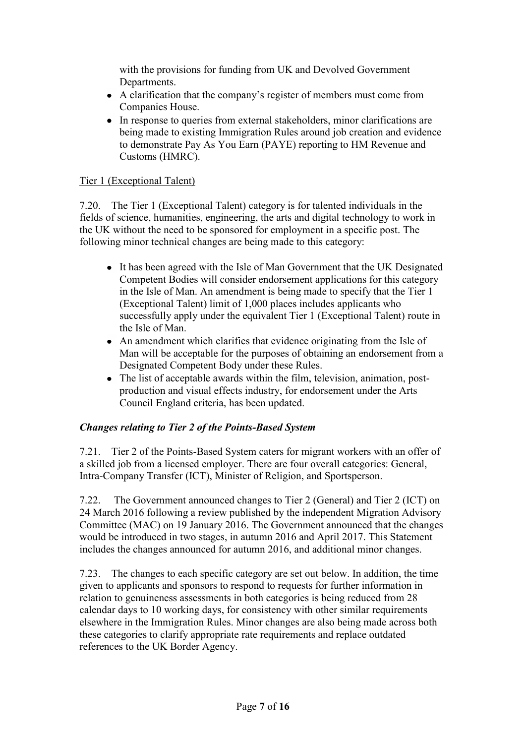with the provisions for funding from UK and Devolved Government Departments.

- A clarification that the company's register of members must come from Companies House.
- In response to queries from external stakeholders, minor clarifications are being made to existing Immigration Rules around job creation and evidence to demonstrate Pay As You Earn (PAYE) reporting to HM Revenue and Customs (HMRC).

<u>Tier 1 (Exceptional Talent)</u>

7.20. The Tier 1 (Exceptional Talent) category is for talented individuals in the fields of science, humanities, engineering, the arts and digital technology to work in the UK without the need to be sponsored for employment in a specific post. The following minor technical changes are being made to this category:

- It has been agreed with the Isle of Man Government that the UK Designated Competent Bodies will consider endorsement applications for this category in the Isle of Man. An amendment is being made to specify that the Tier 1 (Exceptional Talent) limit of 1,000 places includes applicants who successfully apply under the equivalent Tier 1 (Exceptional Talent) route in the Isle of Man.
- An amendment which clarifies that evidence originating from the Isle of Man will be acceptable for the purposes of obtaining an endorsement from a Designated Competent Body under these Rules.
- The list of acceptable awards within the film, television, animation, post-production and visual effects industry, for endorsement under the Arts Council England criteria, has been updated.

***Changes relating to Tier 2 of the Points-Based System***

7.21. Tier 2 of the Points-Based System caters for migrant workers with an offer of a skilled job from a licensed employer. There are four overall categories: General, Intra-Company Transfer (ICT), Minister of Religion, and Sportsperson.

7.22. The Government announced changes to Tier 2 (General) and Tier 2 (ICT) on 24 March 2016 following a review published by the independent Migration Advisory Committee (MAC) on 19 January 2016. The Government announced that the changes would be introduced in two stages, in autumn 2016 and April 2017. This Statement includes the changes announced for autumn 2016, and additional minor changes.

7.23. The changes to each specific category are set out below. In addition, the time given to applicants and sponsors to respond to requests for further information in relation to genuineness assessments in both categories is being reduced from 28 calendar days to 10 working days, for consistency with other similar requirements elsewhere in the Immigration Rules. Minor changes are also being made across both these categories to clarify appropriate rate requirements and replace outdated references to the UK Border Agency.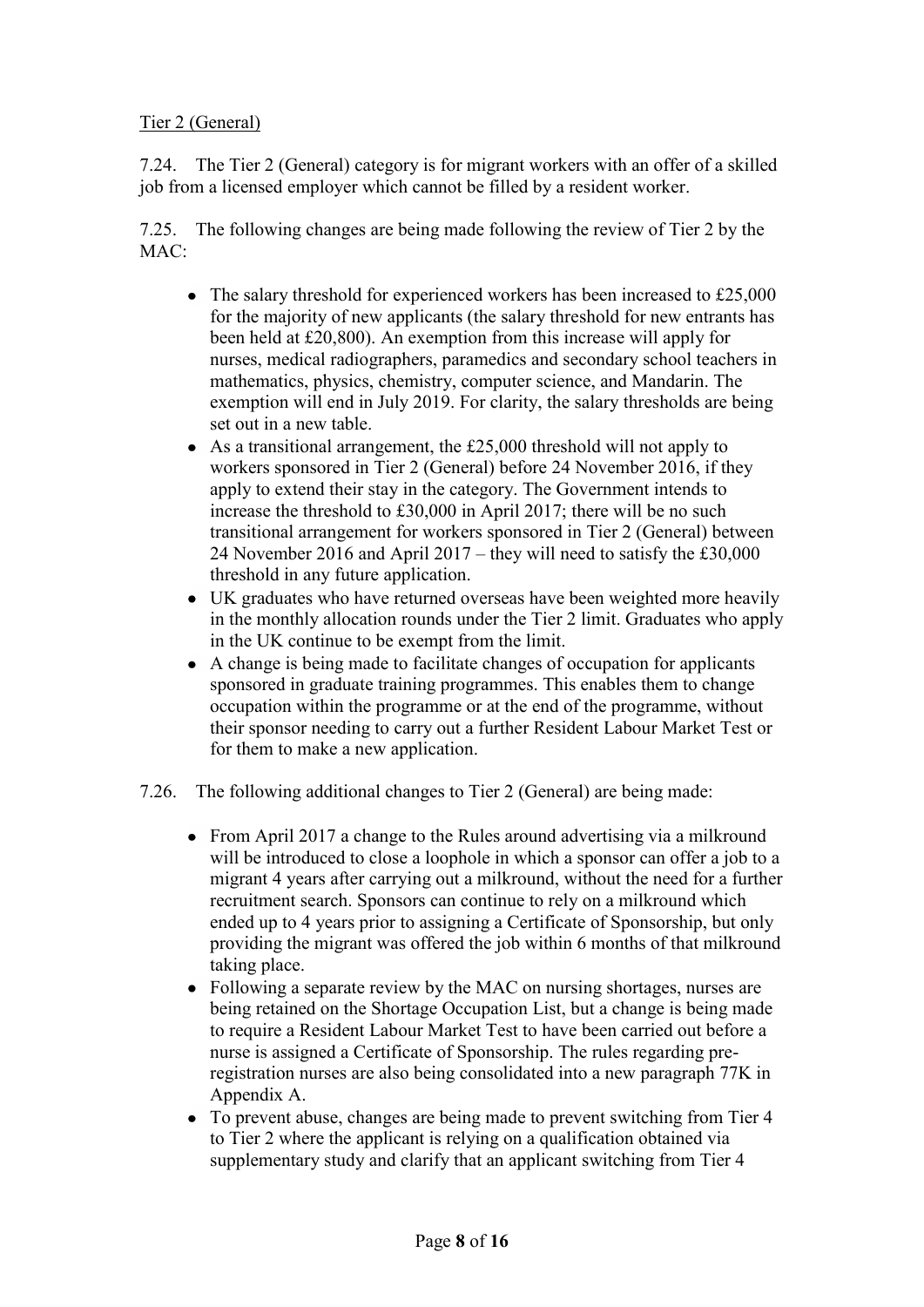Tier 2 (General)

7.24. The Tier 2 (General) category is for migrant workers with an offer of a skilled job from a licensed employer which cannot be filled by a resident worker.

7.25. The following changes are being made following the review of Tier 2 by the MAC:

- The salary threshold for experienced workers has been increased to £25,000 for the majority of new applicants (the salary threshold for new entrants has been held at £20,800). An exemption from this increase will apply for nurses, medical radiographers, paramedics and secondary school teachers in mathematics, physics, chemistry, computer science, and Mandarin. The exemption will end in July 2019. For clarity, the salary thresholds are being set out in a new table.
- As a transitional arrangement, the £25,000 threshold will not apply to workers sponsored in Tier 2 (General) before 24 November 2016, if they apply to extend their stay in the category. The Government intends to increase the threshold to £30,000 in April 2017; there will be no such transitional arrangement for workers sponsored in Tier 2 (General) between 24 November 2016 and April 2017 – they will need to satisfy the £30,000 threshold in any future application.
- UK graduates who have returned overseas have been weighted more heavily in the monthly allocation rounds under the Tier 2 limit. Graduates who apply in the UK continue to be exempt from the limit.
- A change is being made to facilitate changes of occupation for applicants sponsored in graduate training programmes. This enables them to change occupation within the programme or at the end of the programme, without their sponsor needing to carry out a further Resident Labour Market Test or for them to make a new application.

7.26. The following additional changes to Tier 2 (General) are being made:

- From April 2017 a change to the Rules around advertising via a milkround will be introduced to close a loophole in which a sponsor can offer a job to a migrant 4 years after carrying out a milkround, without the need for a further recruitment search. Sponsors can continue to rely on a milkround which ended up to 4 years prior to assigning a Certificate of Sponsorship, but only providing the migrant was offered the job within 6 months of that milkround taking place.
- Following a separate review by the MAC on nursing shortages, nurses are being retained on the Shortage Occupation List, but a change is being made to require a Resident Labour Market Test to have been carried out before a nurse is assigned a Certificate of Sponsorship. The rules regarding pre-registration nurses are also being consolidated into a new paragraph 77K in Appendix A.
- To prevent abuse, changes are being made to prevent switching from Tier 4 to Tier 2 where the applicant is relying on a qualification obtained via supplementary study and clarify that an applicant switching from Tier 4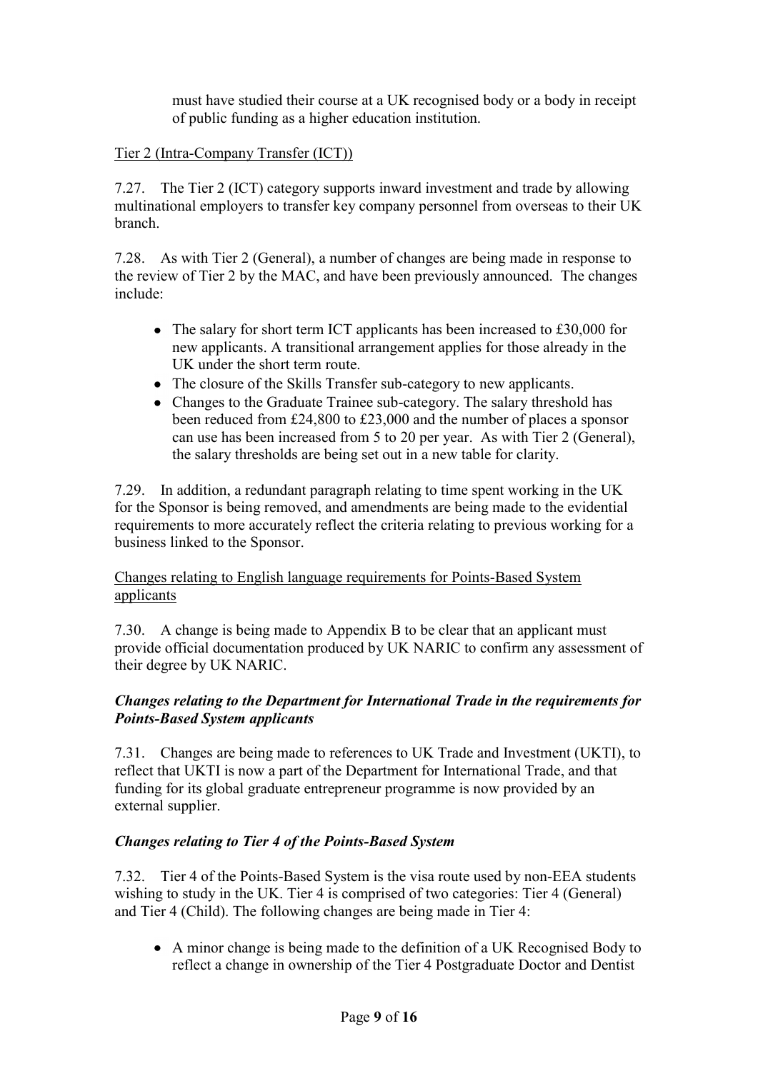must have studied their course at a UK recognised body or a body in receipt of public funding as a higher education institution.

Tier 2 (Intra-Company Transfer (ICT))

7.27. The Tier 2 (ICT) category supports inward investment and trade by allowing multinational employers to transfer key company personnel from overseas to their UK branch.

7.28. As with Tier 2 (General), a number of changes are being made in response to the review of Tier 2 by the MAC, and have been previously announced. The changes include:

- The salary for short term ICT applicants has been increased to £30,000 for new applicants. A transitional arrangement applies for those already in the UK under the short term route.
- The closure of the Skills Transfer sub-category to new applicants.
- Changes to the Graduate Trainee sub-category. The salary threshold has been reduced from £24,800 to £23,000 and the number of places a sponsor can use has been increased from 5 to 20 per year. As with Tier 2 (General), the salary thresholds are being set out in a new table for clarity.

7.29. In addition, a redundant paragraph relating to time spent working in the UK for the Sponsor is being removed, and amendments are being made to the evidential requirements to more accurately reflect the criteria relating to previous working for a business linked to the Sponsor.

Changes relating to English language requirements for Points-Based System applicants

7.30. A change is being made to Appendix B to be clear that an applicant must provide official documentation produced by UK NARIC to confirm any assessment of their degree by UK NARIC.

***Changes relating to the Department for International Trade in the requirements for Points-Based System applicants***

7.31. Changes are being made to references to UK Trade and Investment (UKTI), to reflect that UKTI is now a part of the Department for International Trade, and that funding for its global graduate entrepreneur programme is now provided by an external supplier.

***Changes relating to Tier 4 of the Points-Based System***

7.32. Tier 4 of the Points-Based System is the visa route used by non-EEA students wishing to study in the UK. Tier 4 is comprised of two categories: Tier 4 (General) and Tier 4 (Child). The following changes are being made in Tier 4:

- A minor change is being made to the definition of a UK Recognised Body to reflect a change in ownership of the Tier 4 Postgraduate Doctor and Dentist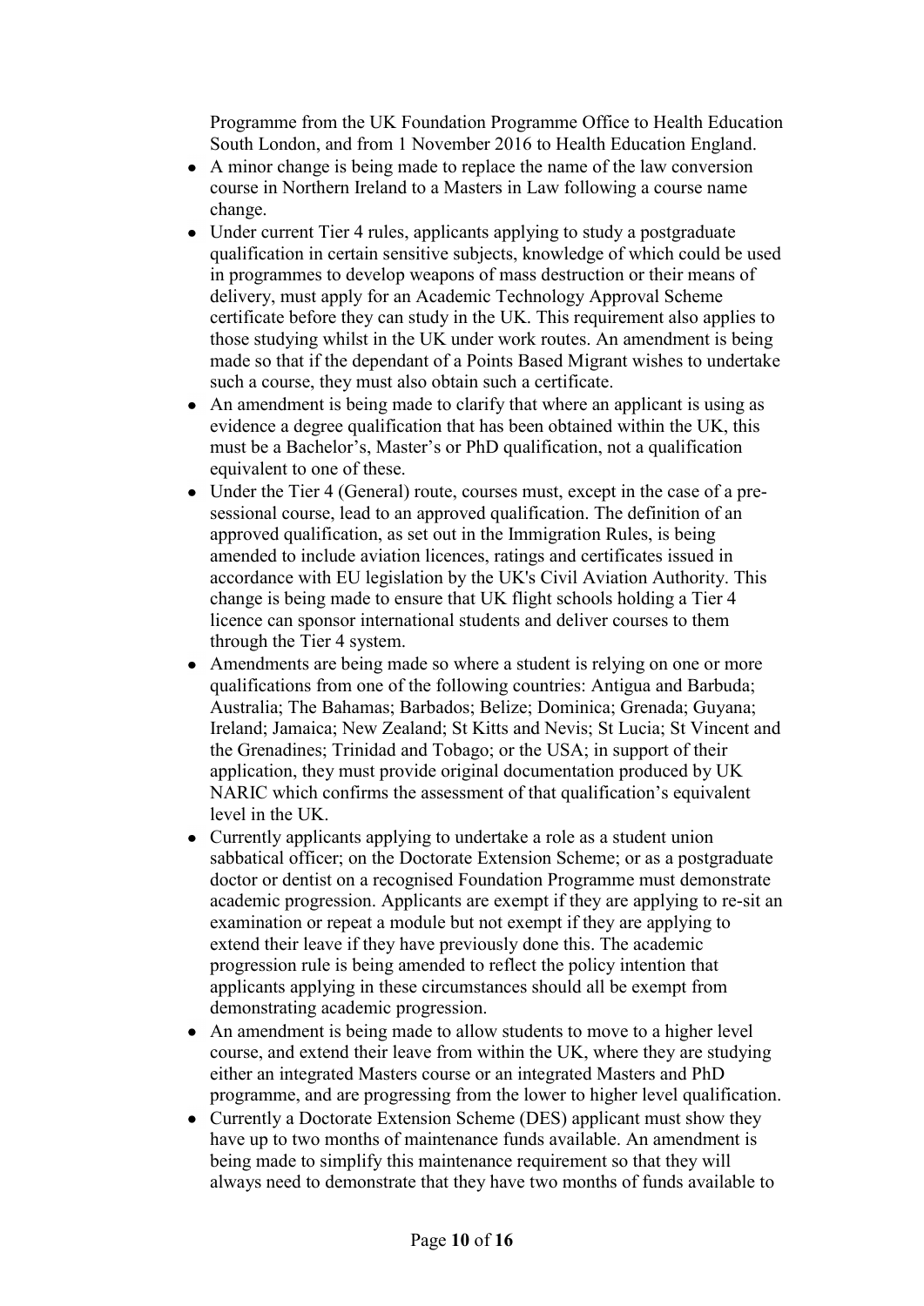Programme from the UK Foundation Programme Office to Health Education South London, and from 1 November 2016 to Health Education England.

- A minor change is being made to replace the name of the law conversion course in Northern Ireland to a Masters in Law following a course name change.
- Under current Tier 4 rules, applicants applying to study a postgraduate qualification in certain sensitive subjects, knowledge of which could be used in programmes to develop weapons of mass destruction or their means of delivery, must apply for an Academic Technology Approval Scheme certificate before they can study in the UK. This requirement also applies to those studying whilst in the UK under work routes. An amendment is being made so that if the dependant of a Points Based Migrant wishes to undertake such a course, they must also obtain such a certificate.
- An amendment is being made to clarify that where an applicant is using as evidence a degree qualification that has been obtained within the UK, this must be a Bachelor's, Master's or PhD qualification, not a qualification equivalent to one of these.
- Under the Tier 4 (General) route, courses must, except in the case of a pre-sessional course, lead to an approved qualification. The definition of an approved qualification, as set out in the Immigration Rules, is being amended to include aviation licences, ratings and certificates issued in accordance with EU legislation by the UK's Civil Aviation Authority. This change is being made to ensure that UK flight schools holding a Tier 4 licence can sponsor international students and deliver courses to them through the Tier 4 system.
- Amendments are being made so where a student is relying on one or more qualifications from one of the following countries: Antigua and Barbuda; Australia; The Bahamas; Barbados; Belize; Dominica; Grenada; Guyana; Ireland; Jamaica; New Zealand; St Kitts and Nevis; St Lucia; St Vincent and the Grenadines; Trinidad and Tobago; or the USA; in support of their application, they must provide original documentation produced by UK NARIC which confirms the assessment of that qualification's equivalent level in the UK.
- Currently applicants applying to undertake a role as a student union sabbatical officer; on the Doctorate Extension Scheme; or as a postgraduate doctor or dentist on a recognised Foundation Programme must demonstrate academic progression. Applicants are exempt if they are applying to re-sit an examination or repeat a module but not exempt if they are applying to extend their leave if they have previously done this. The academic progression rule is being amended to reflect the policy intention that applicants applying in these circumstances should all be exempt from demonstrating academic progression.
- An amendment is being made to allow students to move to a higher level course, and extend their leave from within the UK, where they are studying either an integrated Masters course or an integrated Masters and PhD programme, and are progressing from the lower to higher level qualification.
- Currently a Doctorate Extension Scheme (DES) applicant must show they have up to two months of maintenance funds available. An amendment is being made to simplify this maintenance requirement so that they will always need to demonstrate that they have two months of funds available to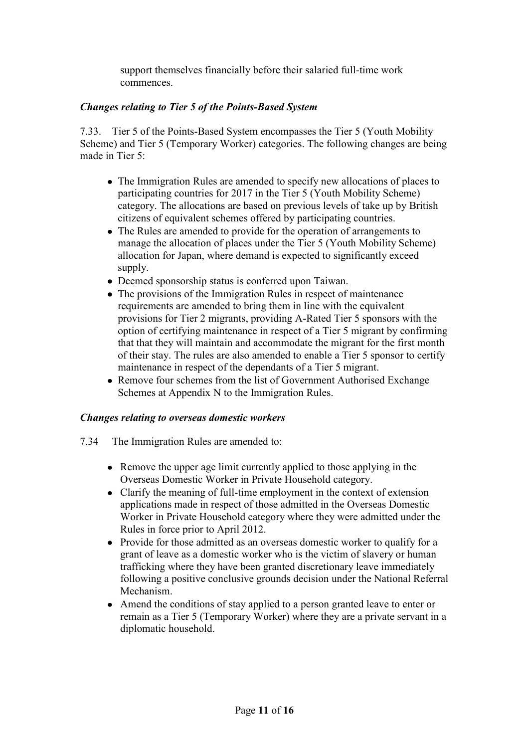support themselves financially before their salaried full-time work commences.

### *Changes relating to Tier 5 of the Points-Based System*

7.33. Tier 5 of the Points-Based System encompasses the Tier 5 (Youth Mobility Scheme) and Tier 5 (Temporary Worker) categories. The following changes are being made in Tier 5:

- The Immigration Rules are amended to specify new allocations of places to participating countries for 2017 in the Tier 5 (Youth Mobility Scheme) category. The allocations are based on previous levels of take up by British citizens of equivalent schemes offered by participating countries.
- The Rules are amended to provide for the operation of arrangements to manage the allocation of places under the Tier 5 (Youth Mobility Scheme) allocation for Japan, where demand is expected to significantly exceed supply.
- Deemed sponsorship status is conferred upon Taiwan.
- The provisions of the Immigration Rules in respect of maintenance requirements are amended to bring them in line with the equivalent provisions for Tier 2 migrants, providing A-Rated Tier 5 sponsors with the option of certifying maintenance in respect of a Tier 5 migrant by confirming that that they will maintain and accommodate the migrant for the first month of their stay. The rules are also amended to enable a Tier 5 sponsor to certify maintenance in respect of the dependants of a Tier 5 migrant.
- Remove four schemes from the list of Government Authorised Exchange Schemes at Appendix N to the Immigration Rules.

### *Changes relating to overseas domestic workers*

7.34 The Immigration Rules are amended to:

- Remove the upper age limit currently applied to those applying in the Overseas Domestic Worker in Private Household category.
- Clarify the meaning of full-time employment in the context of extension applications made in respect of those admitted in the Overseas Domestic Worker in Private Household category where they were admitted under the Rules in force prior to April 2012.
- Provide for those admitted as an overseas domestic worker to qualify for a grant of leave as a domestic worker who is the victim of slavery or human trafficking where they have been granted discretionary leave immediately following a positive conclusive grounds decision under the National Referral Mechanism.
- Amend the conditions of stay applied to a person granted leave to enter or remain as a Tier 5 (Temporary Worker) where they are a private servant in a diplomatic household.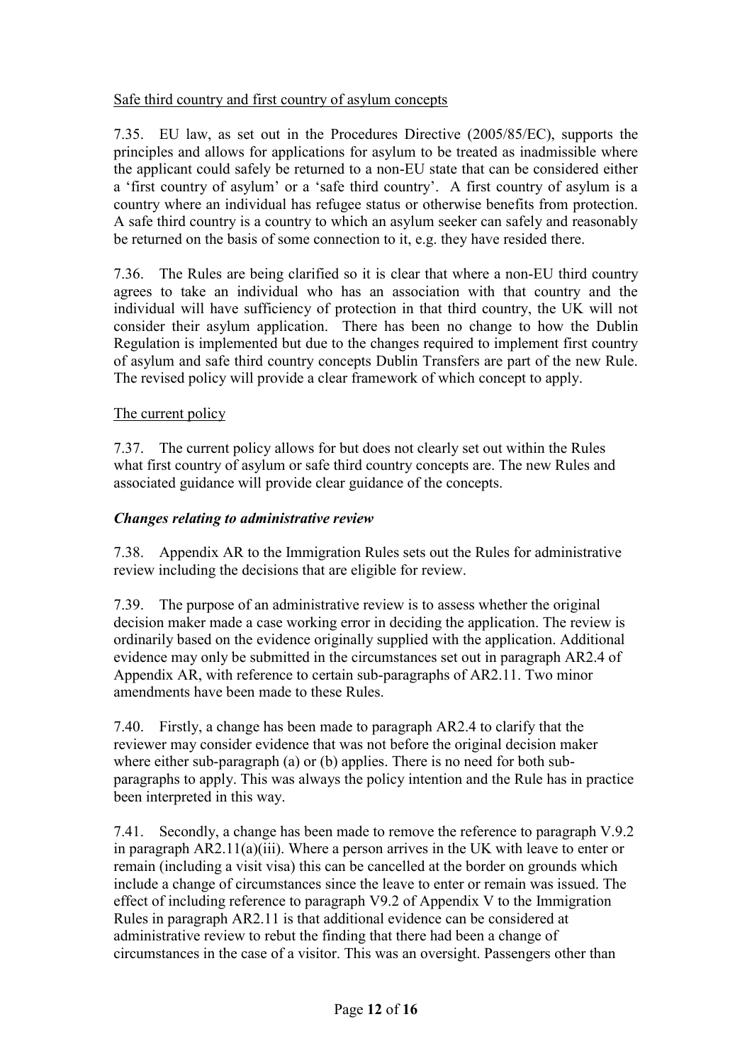<u>Safe third country and first country of asylum concepts</u>

7.35. EU law, as set out in the Procedures Directive (2005/85/EC), supports the principles and allows for applications for asylum to be treated as inadmissible where the applicant could safely be returned to a non-EU state that can be considered either a 'first country of asylum' or a 'safe third country'. A first country of asylum is a country where an individual has refugee status or otherwise benefits from protection. A safe third country is a country to which an asylum seeker can safely and reasonably be returned on the basis of some connection to it, e.g. they have resided there.

7.36. The Rules are being clarified so it is clear that where a non-EU third country agrees to take an individual who has an association with that country and the individual will have sufficiency of protection in that third country, the UK will not consider their asylum application. There has been no change to how the Dublin Regulation is implemented but due to the changes required to implement first country of asylum and safe third country concepts Dublin Transfers are part of the new Rule. The revised policy will provide a clear framework of which concept to apply.

<u>The current policy</u>

7.37. The current policy allows for but does not clearly set out within the Rules what first country of asylum or safe third country concepts are. The new Rules and associated guidance will provide clear guidance of the concepts.

***Changes relating to administrative review***

7.38. Appendix AR to the Immigration Rules sets out the Rules for administrative review including the decisions that are eligible for review.

7.39. The purpose of an administrative review is to assess whether the original decision maker made a case working error in deciding the application. The review is ordinarily based on the evidence originally supplied with the application. Additional evidence may only be submitted in the circumstances set out in paragraph AR2.4 of Appendix AR, with reference to certain sub-paragraphs of AR2.11. Two minor amendments have been made to these Rules.

7.40. Firstly, a change has been made to paragraph AR2.4 to clarify that the reviewer may consider evidence that was not before the original decision maker where either sub-paragraph (a) or (b) applies. There is no need for both sub-paragraphs to apply. This was always the policy intention and the Rule has in practice been interpreted in this way.

7.41. Secondly, a change has been made to remove the reference to paragraph V.9.2 in paragraph AR2.11(a)(iii). Where a person arrives in the UK with leave to enter or remain (including a visit visa) this can be cancelled at the border on grounds which include a change of circumstances since the leave to enter or remain was issued. The effect of including reference to paragraph V9.2 of Appendix V to the Immigration Rules in paragraph AR2.11 is that additional evidence can be considered at administrative review to rebut the finding that there had been a change of circumstances in the case of a visitor. This was an oversight. Passengers other than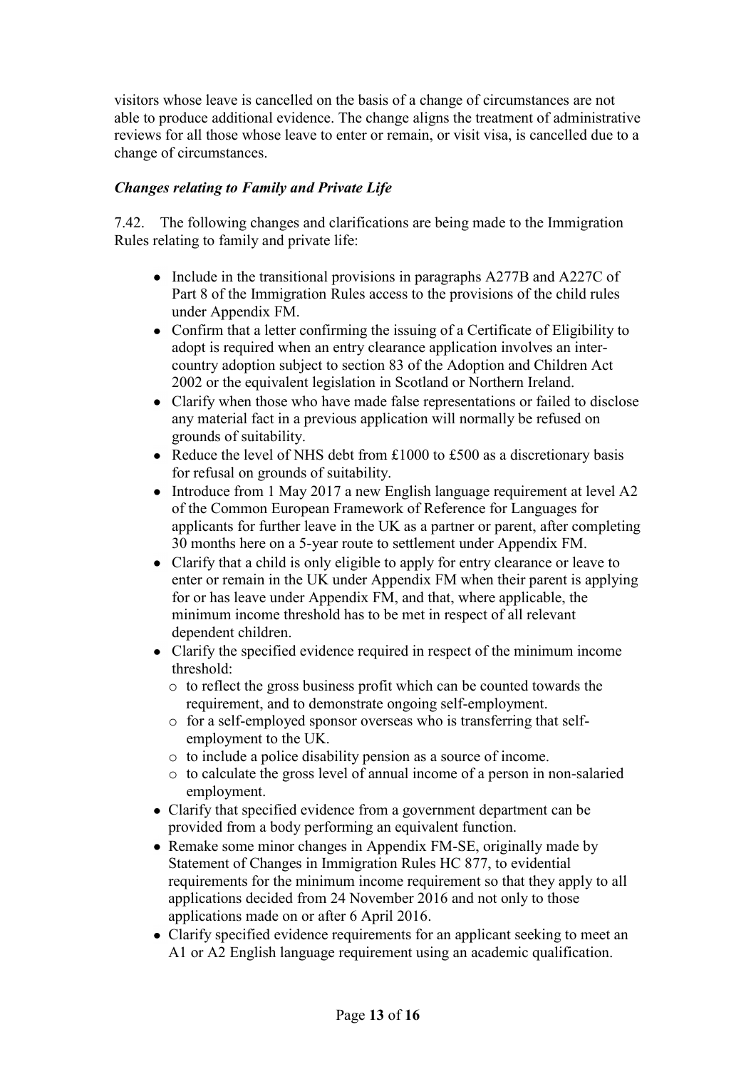visitors whose leave is cancelled on the basis of a change of circumstances are not able to produce additional evidence. The change aligns the treatment of administrative reviews for all those whose leave to enter or remain, or visit visa, is cancelled due to a change of circumstances.

### *Changes relating to Family and Private Life*

7.42. The following changes and clarifications are being made to the Immigration Rules relating to family and private life:

- Include in the transitional provisions in paragraphs A277B and A227C of Part 8 of the Immigration Rules access to the provisions of the child rules under Appendix FM.
- Confirm that a letter confirming the issuing of a Certificate of Eligibility to adopt is required when an entry clearance application involves an inter-country adoption subject to section 83 of the Adoption and Children Act 2002 or the equivalent legislation in Scotland or Northern Ireland.
- Clarify when those who have made false representations or failed to disclose any material fact in a previous application will normally be refused on grounds of suitability.
- Reduce the level of NHS debt from £1000 to £500 as a discretionary basis for refusal on grounds of suitability.
- Introduce from 1 May 2017 a new English language requirement at level A2 of the Common European Framework of Reference for Languages for applicants for further leave in the UK as a partner or parent, after completing 30 months here on a 5-year route to settlement under Appendix FM.
- Clarify that a child is only eligible to apply for entry clearance or leave to enter or remain in the UK under Appendix FM when their parent is applying for or has leave under Appendix FM, and that, where applicable, the minimum income threshold has to be met in respect of all relevant dependent children.
- Clarify the specified evidence required in respect of the minimum income threshold:
  - to reflect the gross business profit which can be counted towards the requirement, and to demonstrate ongoing self-employment.
  - for a self-employed sponsor overseas who is transferring that self-employment to the UK.
  - to include a police disability pension as a source of income.
  - to calculate the gross level of annual income of a person in non-salaried employment.
- Clarify that specified evidence from a government department can be provided from a body performing an equivalent function.
- Remake some minor changes in Appendix FM-SE, originally made by Statement of Changes in Immigration Rules HC 877, to evidential requirements for the minimum income requirement so that they apply to all applications decided from 24 November 2016 and not only to those applications made on or after 6 April 2016.
- Clarify specified evidence requirements for an applicant seeking to meet an A1 or A2 English language requirement using an academic qualification.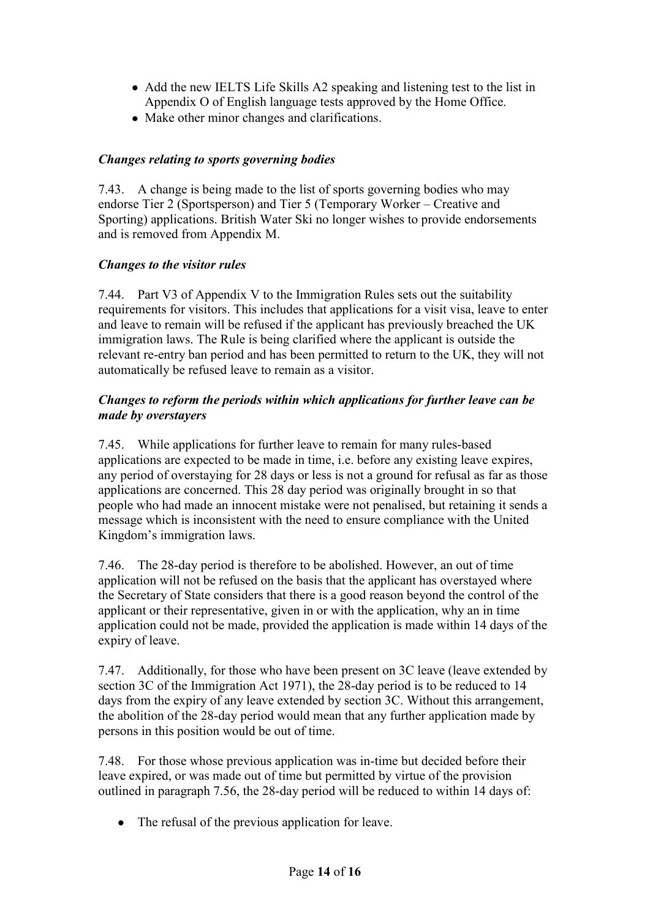- Add the new IELTS Life Skills A2 speaking and listening test to the list in Appendix O of English language tests approved by the Home Office.
- Make other minor changes and clarifications.

***Changes relating to sports governing bodies***

7.43. A change is being made to the list of sports governing bodies who may endorse Tier 2 (Sportsperson) and Tier 5 (Temporary Worker – Creative and Sporting) applications. British Water Ski no longer wishes to provide endorsements and is removed from Appendix M.

***Changes to the visitor rules***

7.44. Part V3 of Appendix V to the Immigration Rules sets out the suitability requirements for visitors. This includes that applications for a visit visa, leave to enter and leave to remain will be refused if the applicant has previously breached the UK immigration laws. The Rule is being clarified where the applicant is outside the relevant re-entry ban period and has been permitted to return to the UK, they will not automatically be refused leave to remain as a visitor.

***Changes to reform the periods within which applications for further leave can be made by overstayers***

7.45. While applications for further leave to remain for many rules-based applications are expected to be made in time, i.e. before any existing leave expires, any period of overstaying for 28 days or less is not a ground for refusal as far as those applications are concerned. This 28 day period was originally brought in so that people who had made an innocent mistake were not penalised, but retaining it sends a message which is inconsistent with the need to ensure compliance with the United Kingdom's immigration laws.

7.46. The 28-day period is therefore to be abolished. However, an out of time application will not be refused on the basis that the applicant has overstayed where the Secretary of State considers that there is a good reason beyond the control of the applicant or their representative, given in or with the application, why an in time application could not be made, provided the application is made within 14 days of the expiry of leave.

7.47. Additionally, for those who have been present on 3C leave (leave extended by section 3C of the Immigration Act 1971), the 28-day period is to be reduced to 14 days from the expiry of any leave extended by section 3C. Without this arrangement, the abolition of the 28-day period would mean that any further application made by persons in this position would be out of time.

7.48. For those whose previous application was in-time but decided before their leave expired, or was made out of time but permitted by virtue of the provision outlined in paragraph 7.56, the 28-day period will be reduced to within 14 days of:

- The refusal of the previous application for leave.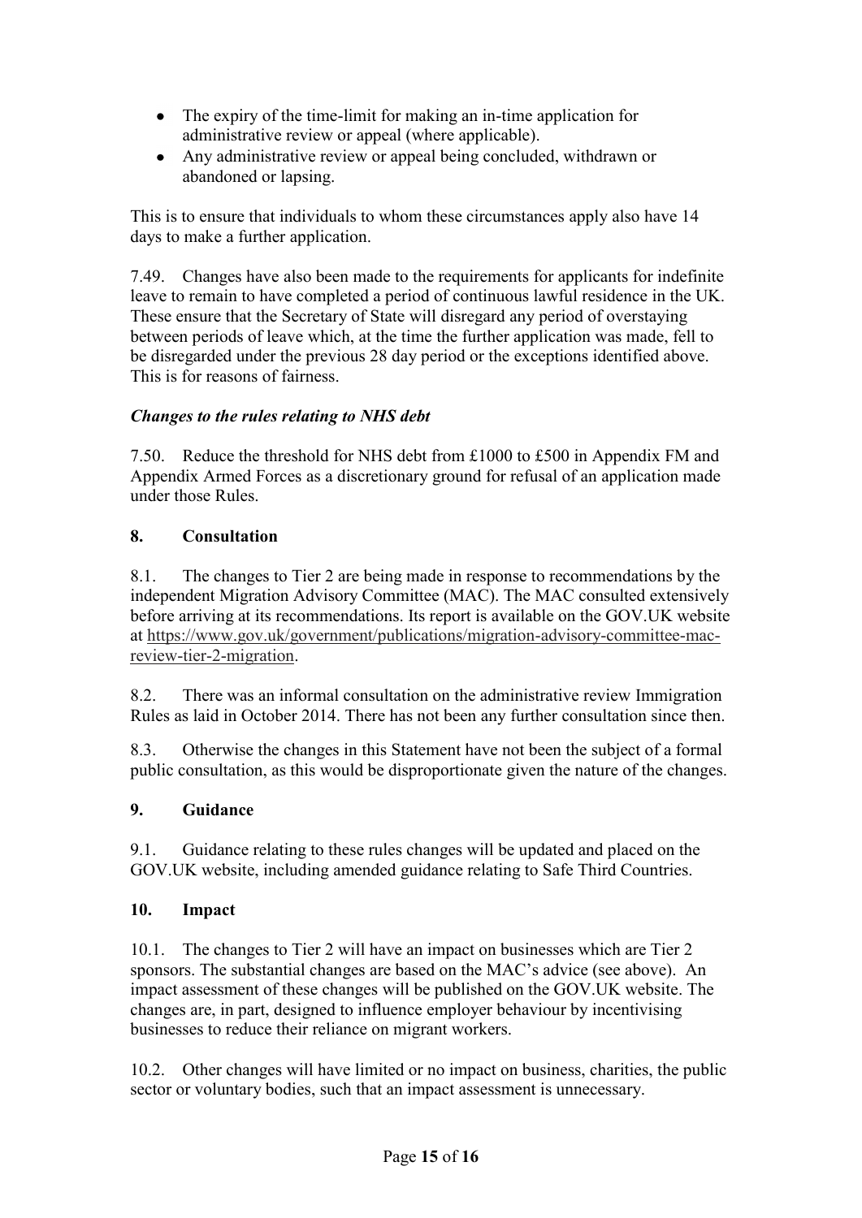- The expiry of the time-limit for making an in-time application for administrative review or appeal (where applicable).
- Any administrative review or appeal being concluded, withdrawn or abandoned or lapsing.

This is to ensure that individuals to whom these circumstances apply also have 14 days to make a further application.

7.49. Changes have also been made to the requirements for applicants for indefinite leave to remain to have completed a period of continuous lawful residence in the UK. These ensure that the Secretary of State will disregard any period of overstaying between periods of leave which, at the time the further application was made, fell to be disregarded under the previous 28 day period or the exceptions identified above. This is for reasons of fairness.

***Changes to the rules relating to NHS debt***

7.50. Reduce the threshold for NHS debt from £1000 to £500 in Appendix FM and Appendix Armed Forces as a discretionary ground for refusal of an application made under those Rules.

## 8. Consultation

8.1. The changes to Tier 2 are being made in response to recommendations by the independent Migration Advisory Committee (MAC). The MAC consulted extensively before arriving at its recommendations. Its report is available on the GOV.UK website at https://www.gov.uk/government/publications/migration-advisory-committee-mac-review-tier-2-migration.

8.2. There was an informal consultation on the administrative review Immigration Rules as laid in October 2014. There has not been any further consultation since then.

8.3. Otherwise the changes in this Statement have not been the subject of a formal public consultation, as this would be disproportionate given the nature of the changes.

## 9. Guidance

9.1. Guidance relating to these rules changes will be updated and placed on the GOV.UK website, including amended guidance relating to Safe Third Countries.

## 10. Impact

10.1. The changes to Tier 2 will have an impact on businesses which are Tier 2 sponsors. The substantial changes are based on the MAC's advice (see above). An impact assessment of these changes will be published on the GOV.UK website. The changes are, in part, designed to influence employer behaviour by incentivising businesses to reduce their reliance on migrant workers.

10.2. Other changes will have limited or no impact on business, charities, the public sector or voluntary bodies, such that an impact assessment is unnecessary.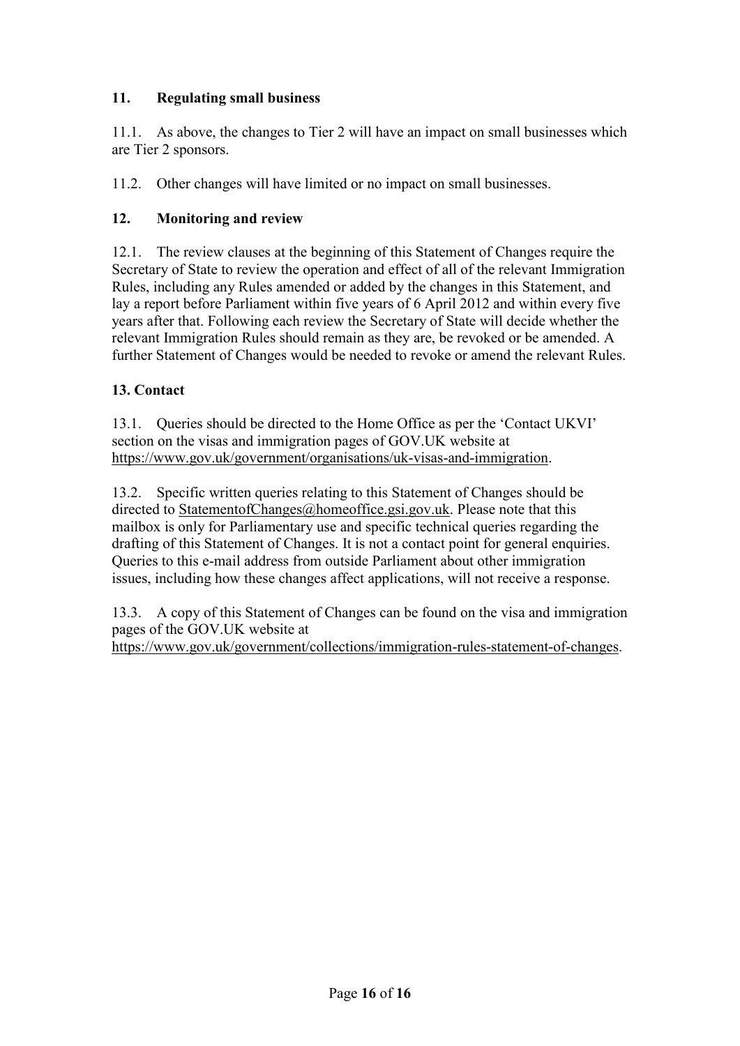## 11. Regulating small business

11.1. As above, the changes to Tier 2 will have an impact on small businesses which are Tier 2 sponsors.

11.2. Other changes will have limited or no impact on small businesses.

## 12. Monitoring and review

12.1. The review clauses at the beginning of this Statement of Changes require the Secretary of State to review the operation and effect of all of the relevant Immigration Rules, including any Rules amended or added by the changes in this Statement, and lay a report before Parliament within five years of 6 April 2012 and within every five years after that. Following each review the Secretary of State will decide whether the relevant Immigration Rules should remain as they are, be revoked or be amended. A further Statement of Changes would be needed to revoke or amend the relevant Rules.

## 13. Contact

13.1. Queries should be directed to the Home Office as per the 'Contact UKVI' section on the visas and immigration pages of GOV.UK website at https://www.gov.uk/government/organisations/uk-visas-and-immigration.

13.2. Specific written queries relating to this Statement of Changes should be directed to StatementofChanges@homeoffice.gsi.gov.uk. Please note that this mailbox is only for Parliamentary use and specific technical queries regarding the drafting of this Statement of Changes. It is not a contact point for general enquiries. Queries to this e-mail address from outside Parliament about other immigration issues, including how these changes affect applications, will not receive a response.

13.3. A copy of this Statement of Changes can be found on the visa and immigration pages of the GOV.UK website at https://www.gov.uk/government/collections/immigration-rules-statement-of-changes.